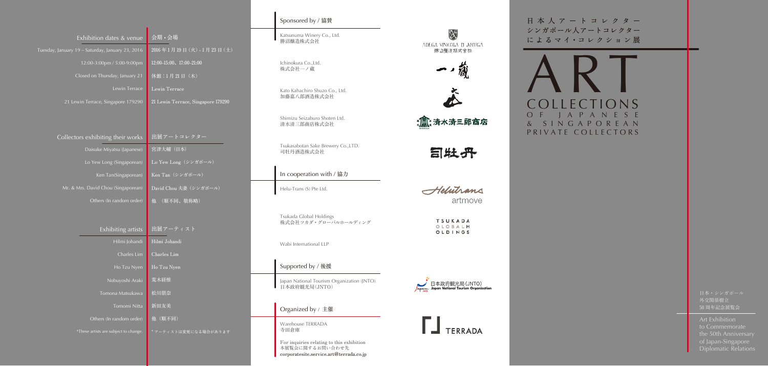# 日本人アートコレクター シンガポール人アートコレクター によるマイ・コレクション展

# ART COLLECTIONS OF JAPANESE & SINGAPOREAN PRIVATE COLLECTORS

日本・シンガポール外交関係樹立50周年記念展覧会

Art Exhibition to Commemorate the 50th Anniversary of Japan-Singapore Diplomatic Relations

| | |
|---|---|
| Exhibition dates & venue | 会期・会場 |
| Tuesday, January 19 – Saturday, January 23, 2016 | 2016年1月19日（火）- 1月23日（土） |
| 12:00-3:00pm / 5:00-9:00pm | 12:00-15:00、17:00-21:00 |
| Closed on Thursday, January 21 | 休館：1月21日（木） |
| Lewin Terrace | Lewin Terrace |
| 21 Lewin Terrace, Singapore 179290 | 21 Lewin Terrace, Singapore 179290 |

| | |
|---|---|
| Collectors exhibiting their works | 出展アートコレクター |
| Daisuke Miyatsu (Japanese) | 宮津大輔（日本） |
| Lo Yew Long (Singaporean) | Lo Yew Long（シンガポール） |
| Ken Tan(Singaporean) | Ken Tan（シンガポール） |
| Mr. & Mrs. David Chou (Singaporean) | David Chou 夫妻（シンガポール） |
| Others (In random order) | 他 （順不同、敬称略） |

| | |
|---|---|
| Exhibiting artists | 出展アーティスト |
| Hilmi Johandi | Hilmi Johandi |
| Charles Lim | Charles Lim |
| Ho Tzu Nyen | Ho Tzu Nyen |
| Nobuyoshi Araki | 荒木経惟 |
| Tomona Matsukawa | 松川朋奈 |
| Tomomi Nitta | 新田友美 |
| Others (In random order) | 他（順不同） |
| *These artists are subject to change. | *アーティストは変更になる場合があります |

## Sponsored by / 協賛

Katsunuma Winery Co., Ltd.
勝沼醸造株式会社

Ichinokura Co.,Ltd.
株式会社一ノ蔵

Kato Kahachiro Shuzo Co., Ltd.
加藤嘉八郎酒造株式会社

Shimizu Seizaburo Shoten Ltd.
清水清三郎商店株式会社

Tsukasabotan Sake Brewery Co.,LTD.
司牡丹酒造株式会社

## In cooperation with / 協力

Helu-Trans (S) Pte Ltd.

Tsukada Global Holdings
株式会社ツカダ・グローバルホールディング

Wabi International LLP

## Supported by / 後援

Japan National Tourism Organization (JNTO)
日本政府観光局（JNTO）

## Organized by / 主催

Warehouse TERRADA
寺田倉庫

For inquiries relating to this exhibition
本展覧会に関するお問い合わせ先
corporatesite.service.art@terrada.co.jp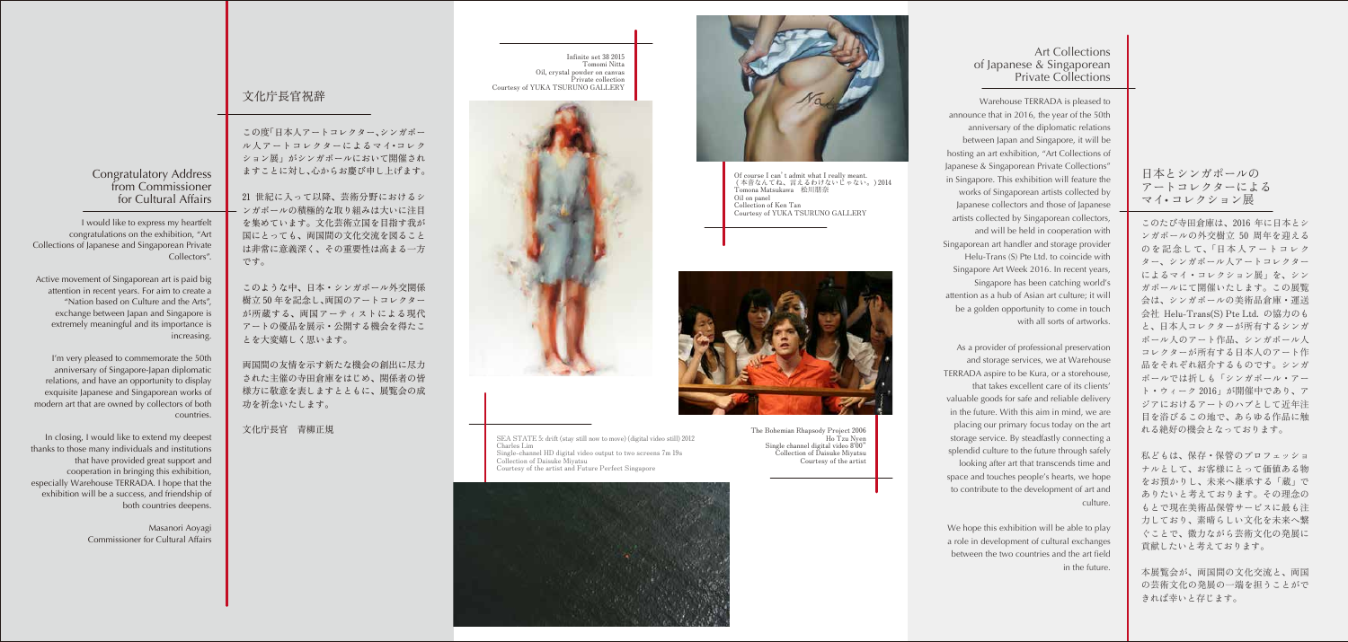## Congratulatory Address from Commissioner for Cultural Affairs

I would like to express my heartfelt congratulations on the exhibition, "Art Collections of Japanese and Singaporean Private Collectors".

Active movement of Singaporean art is paid big attention in recent years. For aim to create a "Nation based on Culture and the Arts", exchange between Japan and Singapore is extremely meaningful and its importance is increasing.

I'm very pleased to commemorate the 50th anniversary of Singapore-Japan diplomatic relations, and have an opportunity to display exquisite Japanese and Singaporean works of modern art that are owned by collectors of both countries.

In closing, I would like to extend my deepest thanks to those many individuals and institutions that have provided great support and cooperation in bringing this exhibition, especially Warehouse TERRADA. I hope that the exhibition will be a success, and friendship of both countries deepens.

Masanori Aoyagi
Commissioner for Cultural Affairs

## 文化庁長官祝辞

この度「日本人アートコレクター、シンガポール人アートコレクターによるマイ・コレクション展」がシンガポールにおいて開催されますことに対し、心からお慶び申し上げます。

21 世紀に入って以降、芸術分野におけるシンガポールの積極的な取り組みは大いに注目を集めています。文化芸術立国を目指す我が国にとっても、両国間の文化交流を図ることは非常に意義深く、その重要性は高まる一方です。

このような中、日本・シンガポール外交関係樹立 50 年を記念し、両国のアートコレクターが所蔵する、両国アーティストによる現代アートの優品を展示・公開する機会を得たことを大変嬉しく思います。

両国間の友情を示す新たな機会の創出に尽力された主催の寺田倉庫をはじめ、関係者の皆様方に敬意を表しますとともに、展覧会の成功を祈念いたします。

文化庁長官　青柳正規

Infinite set 38 2015
Tomomi Nitta
Oil, crystal powder on canvas
Private collection
Courtesy of YUKA TSURUNO GALLERY

Of course I can't admit what I really meant.
（本音なんてね、言えるわけないじゃない。）2014
Tomona Matsukawa　松川朋奈
Oil on panel
Collection of Ken Tan
Courtesy of YUKA TSURUNO GALLERY

SEA STATE 5: drift (stay still now to move) (digital video still) 2012
Charles Lim
Single-channel HD digital video output to two screens 7m 19s
Collection of Daisuke Miyatsu
Courtesy of the artist and Future Perfect Singapore

The Bohemian Rhapsody Project 2006
Ho Tzu Nyen
Single channel digital video 8'00"
Collection of Daisuke Miyatsu
Courtesy of the artist

## Art Collections of Japanese & Singaporean Private Collections

Warehouse TERRADA is pleased to announce that in 2016, the year of the 50th anniversary of the diplomatic relations between Japan and Singapore, it will be hosting an art exhibition, "Art Collections of Japanese & Singaporean Private Collections" in Singapore. This exhibition will feature the works of Singaporean artists collected by Japanese collectors and those of Japanese artists collected by Singaporean collectors, and will be held in cooperation with Singaporean art handler and storage provider Helu-Trans (S) Pte Ltd. to coincide with Singapore Art Week 2016. In recent years, Singapore has been catching world's attention as a hub of Asian art culture; it will be a golden opportunity to come in touch with all sorts of artworks.

As a provider of professional preservation and storage services, we at Warehouse TERRADA aspire to be Kura, or a storehouse, that takes excellent care of its clients' valuable goods for safe and reliable delivery in the future. With this aim in mind, we are placing our primary focus today on the art storage service. By steadfastly connecting a splendid culture to the future through safely looking after art that transcends time and space and touches people's hearts, we hope to contribute to the development of art and culture.

We hope this exhibition will be able to play a role in development of cultural exchanges between the two countries and the art field in the future.

## 日本とシンガポールのアートコレクターによるマイ・コレクション展

このたび寺田倉庫は、2016 年に日本とシンガポールの外交樹立 50 周年を迎えるのを記念して、「日本人アートコレクター、シンガポール人アートコレクターによるマイ・コレクション展」を、シンガポールにて開催いたします。この展覧会は、シンガポールの美術品倉庫・運送会社 Helu-Trans(S) Pte Ltd. の協力のもと、日本人コレクターが所有するシンガポール人のアート作品、シンガポール人コレクターが所有する日本人のアート作品をそれぞれ紹介するものです。シンガポールでは折しも「シンガポール・アート・ウィーク 2016」が開催中であり、アジアにおけるアートのハブとして近年注目を浴びるこの地で、あらゆる作品に触れる絶好の機会となっております。

私どもは、保存・保管のプロフェッショナルとして、お客様にとって価値ある物をお預かりし、未来へ継承する「蔵」でありたいと考えております。その理念のもとで現在美術品保管サービスに最も注力しており、素晴らしい文化を未来へ繋ぐことで、微力ながら芸術文化の発展に貢献したいと考えております。

本展覧会が、両国間の文化交流と、両国の芸術文化の発展の一端を担うことができれば幸いと存じます。